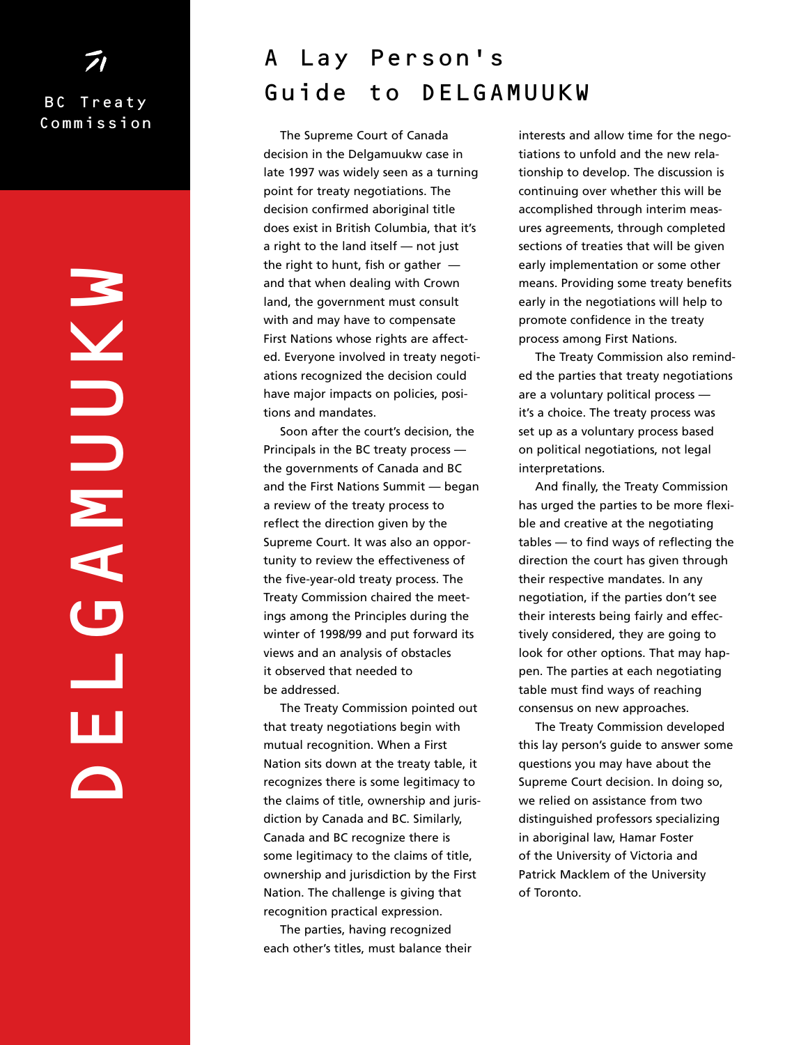BC Treaty Commission

DELGAMUUKW

# A Lay Person's Guide to DELGAMUUKW

The Supreme Court of Canada decision in the Delgamuukw case in late 1997 was widely seen as a turning point for treaty negotiations. The decision confirmed aboriginal title does exist in British Columbia, that it's a right to the land itself — not just the right to hunt, fish or gather — and that when dealing with Crown land, the government must consult with and may have to compensate First Nations whose rights are affected. Everyone involved in treaty negotiations recognized the decision could have major impacts on policies, positions and mandates.

Soon after the court's decision, the Principals in the BC treaty process — the governments of Canada and BC and the First Nations Summit — began a review of the treaty process to reflect the direction given by the Supreme Court. It was also an opportunity to review the effectiveness of the five-year-old treaty process. The Treaty Commission chaired the meetings among the Principles during the winter of 1998/99 and put forward its views and an analysis of obstacles it observed that needed to be addressed.

The Treaty Commission pointed out that treaty negotiations begin with mutual recognition. When a First Nation sits down at the treaty table, it recognizes there is some legitimacy to the claims of title, ownership and jurisdiction by Canada and BC. Similarly, Canada and BC recognize there is some legitimacy to the claims of title, ownership and jurisdiction by the First Nation. The challenge is giving that recognition practical expression.

The parties, having recognized each other's titles, must balance their interests and allow time for the negotiations to unfold and the new relationship to develop. The discussion is continuing over whether this will be accomplished through interim measures agreements, through completed sections of treaties that will be given early implementation or some other means. Providing some treaty benefits early in the negotiations will help to promote confidence in the treaty process among First Nations.

The Treaty Commission also reminded the parties that treaty negotiations are a voluntary political process — it's a choice. The treaty process was set up as a voluntary process based on political negotiations, not legal interpretations.

And finally, the Treaty Commission has urged the parties to be more flexible and creative at the negotiating tables — to find ways of reflecting the direction the court has given through their respective mandates. In any negotiation, if the parties don't see their interests being fairly and effectively considered, they are going to look for other options. That may happen. The parties at each negotiating table must find ways of reaching consensus on new approaches.

The Treaty Commission developed this lay person's guide to answer some questions you may have about the Supreme Court decision. In doing so, we relied on assistance from two distinguished professors specializing in aboriginal law, Hamar Foster of the University of Victoria and Patrick Macklem of the University of Toronto.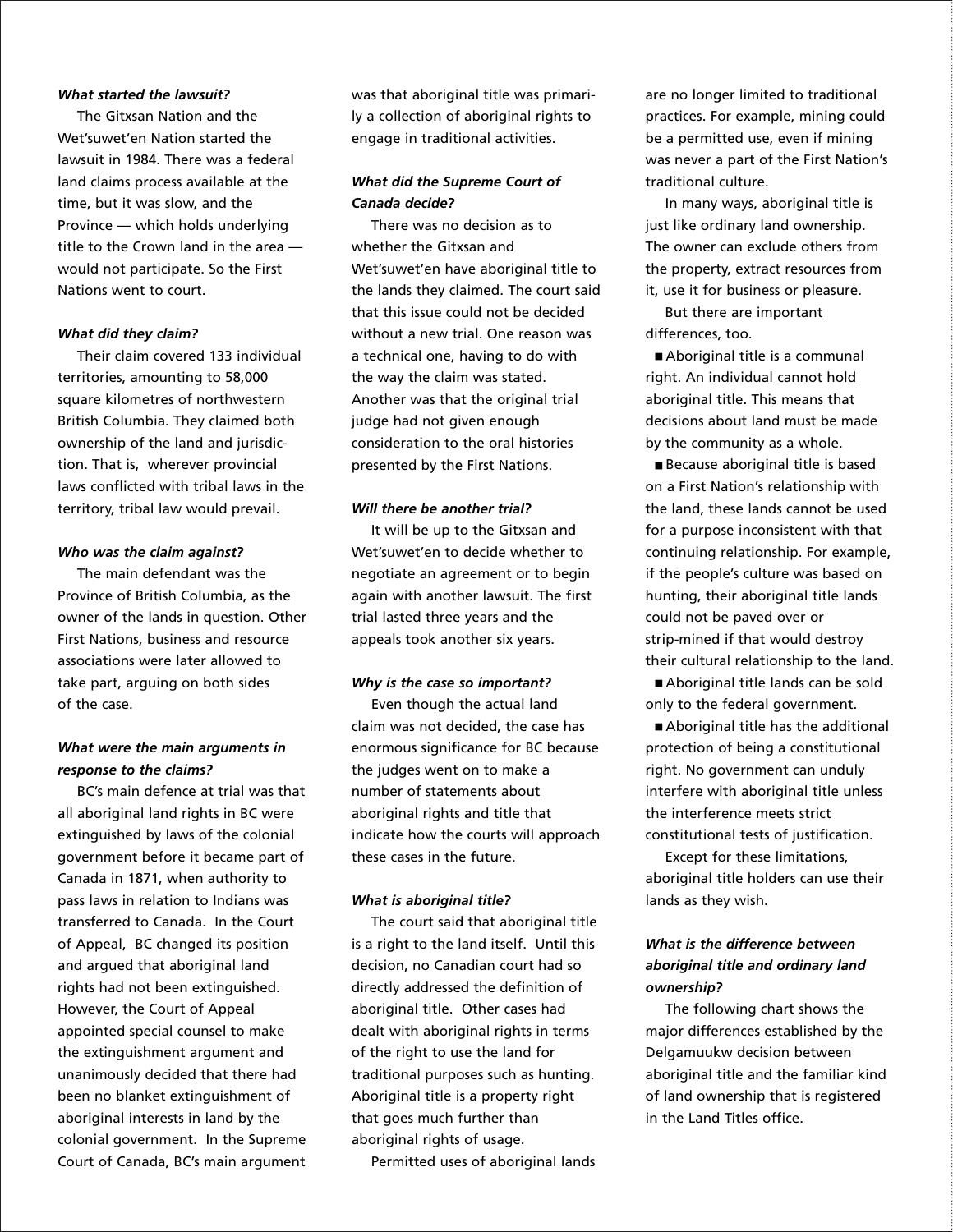### *What started the lawsuit?*

The Gitxsan Nation and the Wet'suwet'en Nation started the lawsuit in 1984. There was a federal land claims process available at the time, but it was slow, and the Province — which holds underlying title to the Crown land in the area — would not participate. So the First Nations went to court.

### *What did they claim?*

Their claim covered 133 individual territories, amounting to 58,000 square kilometres of northwestern British Columbia. They claimed both ownership of the land and jurisdiction. That is, wherever provincial laws conflicted with tribal laws in the territory, tribal law would prevail.

### *Who was the claim against?*

The main defendant was the Province of British Columbia, as the owner of the lands in question. Other First Nations, business and resource associations were later allowed to take part, arguing on both sides of the case.

### *What were the main arguments in response to the claims?*

BC's main defence at trial was that all aboriginal land rights in BC were extinguished by laws of the colonial government before it became part of Canada in 1871, when authority to pass laws in relation to Indians was transferred to Canada. In the Court of Appeal, BC changed its position and argued that aboriginal land rights had not been extinguished. However, the Court of Appeal appointed special counsel to make the extinguishment argument and unanimously decided that there had been no blanket extinguishment of aboriginal interests in land by the colonial government. In the Supreme Court of Canada, BC's main argument was that aboriginal title was primarily a collection of aboriginal rights to engage in traditional activities.

### *What did the Supreme Court of Canada decide?*

There was no decision as to whether the Gitxsan and Wet'suwet'en have aboriginal title to the lands they claimed. The court said that this issue could not be decided without a new trial. One reason was a technical one, having to do with the way the claim was stated. Another was that the original trial judge had not given enough consideration to the oral histories presented by the First Nations.

### *Will there be another trial?*

It will be up to the Gitxsan and Wet'suwet'en to decide whether to negotiate an agreement or to begin again with another lawsuit. The first trial lasted three years and the appeals took another six years.

### *Why is the case so important?*

Even though the actual land claim was not decided, the case has enormous significance for BC because the judges went on to make a number of statements about aboriginal rights and title that indicate how the courts will approach these cases in the future.

### *What is aboriginal title?*

The court said that aboriginal title is a right to the land itself. Until this decision, no Canadian court had so directly addressed the definition of aboriginal title. Other cases had dealt with aboriginal rights in terms of the right to use the land for traditional purposes such as hunting. Aboriginal title is a property right that goes much further than aboriginal rights of usage.

Permitted uses of aboriginal lands are no longer limited to traditional practices. For example, mining could be a permitted use, even if mining was never a part of the First Nation's traditional culture.

In many ways, aboriginal title is just like ordinary land ownership. The owner can exclude others from the property, extract resources from it, use it for business or pleasure.

But there are important differences, too.

- Aboriginal title is a communal right. An individual cannot hold aboriginal title. This means that decisions about land must be made by the community as a whole.
- Because aboriginal title is based on a First Nation's relationship with the land, these lands cannot be used for a purpose inconsistent with that continuing relationship. For example, if the people's culture was based on hunting, their aboriginal title lands could not be paved over or strip-mined if that would destroy their cultural relationship to the land.
- Aboriginal title lands can be sold only to the federal government.
- Aboriginal title has the additional protection of being a constitutional right. No government can unduly interfere with aboriginal title unless the interference meets strict constitutional tests of justification.

Except for these limitations, aboriginal title holders can use their lands as they wish.

### *What is the difference between aboriginal title and ordinary land ownership?*

The following chart shows the major differences established by the Delgamuukw decision between aboriginal title and the familiar kind of land ownership that is registered in the Land Titles office.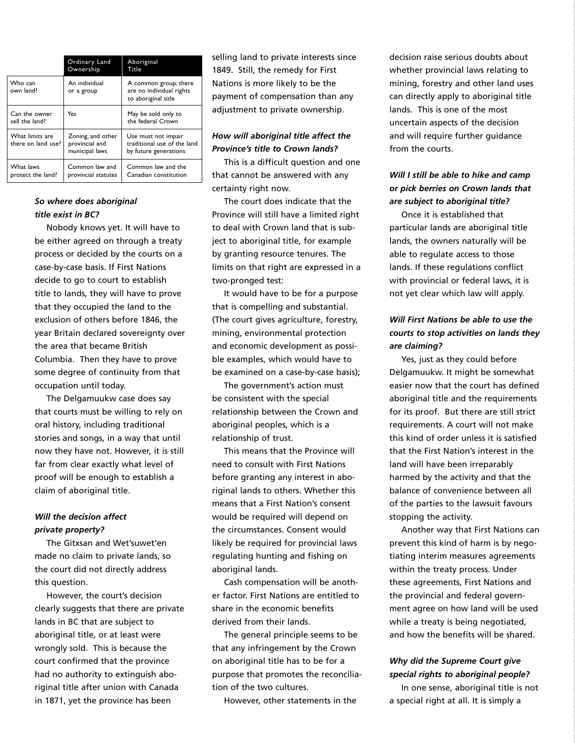| | Ordinary Land Ownership | Aboriginal Title |
|---|---|---|
| Who can own land? | An individual or a group | A common group; there are no individual rights to aboriginal title |
| Can the owner sell the land? | Yes | May be sold only to the federal Crown |
| What limits are there on land use? | Zoning, and other provincial and municipal laws | Use must not impair traditional use of the land by future generations |
| What laws protect the land? | Common law and provincial statutes | Common law and the Canadian constitution |

***So where does aboriginal title exist in BC?***

Nobody knows yet. It will have to be either agreed on through a treaty process or decided by the courts on a case-by-case basis. If First Nations decide to go to court to establish title to lands, they will have to prove that they occupied the land to the exclusion of others before 1846, the year Britain declared sovereignty over the area that became British Columbia. Then they have to prove some degree of continuity from that occupation until today.

The Delgamuukw case does say that courts must be willing to rely on oral history, including traditional stories and songs, in a way that until now they have not. However, it is still far from clear exactly what level of proof will be enough to establish a claim of aboriginal title.

***Will the decision affect private property?***

The Gitxsan and Wet'suwet'en made no claim to private lands, so the court did not directly address this question.

However, the court's decision clearly suggests that there are private lands in BC that are subject to aboriginal title, or at least were wrongly sold. This is because the court confirmed that the province had no authority to extinguish aboriginal title after union with Canada in 1871, yet the province has been selling land to private interests since 1849. Still, the remedy for First Nations is more likely to be the payment of compensation than any adjustment to private ownership.

***How will aboriginal title affect the Province's title to Crown lands?***

This is a difficult question and one that cannot be answered with any certainty right now.

The court does indicate that the Province will still have a limited right to deal with Crown land that is subject to aboriginal title, for example by granting resource tenures. The limits on that right are expressed in a two-pronged test:

It would have to be for a purpose that is compelling and substantial. (The court gives agriculture, forestry, mining, environmental protection and economic development as possible examples, which would have to be examined on a case-by-case basis);

The government's action must be consistent with the special relationship between the Crown and aboriginal peoples, which is a relationship of trust.

This means that the Province will need to consult with First Nations before granting any interest in aboriginal lands to others. Whether this means that a First Nation's consent would be required will depend on the circumstances. Consent would likely be required for provincial laws regulating hunting and fishing on aboriginal lands.

Cash compensation will be another factor. First Nations are entitled to share in the economic benefits derived from their lands.

The general principle seems to be that any infringement by the Crown on aboriginal title has to be for a purpose that promotes the reconciliation of the two cultures.

However, other statements in the decision raise serious doubts about whether provincial laws relating to mining, forestry and other land uses can directly apply to aboriginal title lands. This is one of the most uncertain aspects of the decision and will require further guidance from the courts.

***Will I still be able to hike and camp or pick berries on Crown lands that are subject to aboriginal title?***

Once it is established that particular lands are aboriginal title lands, the owners naturally will be able to regulate access to those lands. If these regulations conflict with provincial or federal laws, it is not yet clear which law will apply.

***Will First Nations be able to use the courts to stop activities on lands they are claiming?***

Yes, just as they could before Delgamuukw. It might be somewhat easier now that the court has defined aboriginal title and the requirements for its proof. But there are still strict requirements. A court will not make this kind of order unless it is satisfied that the First Nation's interest in the land will have been irreparably harmed by the activity and that the balance of convenience between all of the parties to the lawsuit favours stopping the activity.

Another way that First Nations can prevent this kind of harm is by negotiating interim measures agreements within the treaty process. Under these agreements, First Nations and the provincial and federal government agree on how land will be used while a treaty is being negotiated, and how the benefits will be shared.

***Why did the Supreme Court give special rights to aboriginal people?***

In one sense, aboriginal title is not a special right at all. It is simply a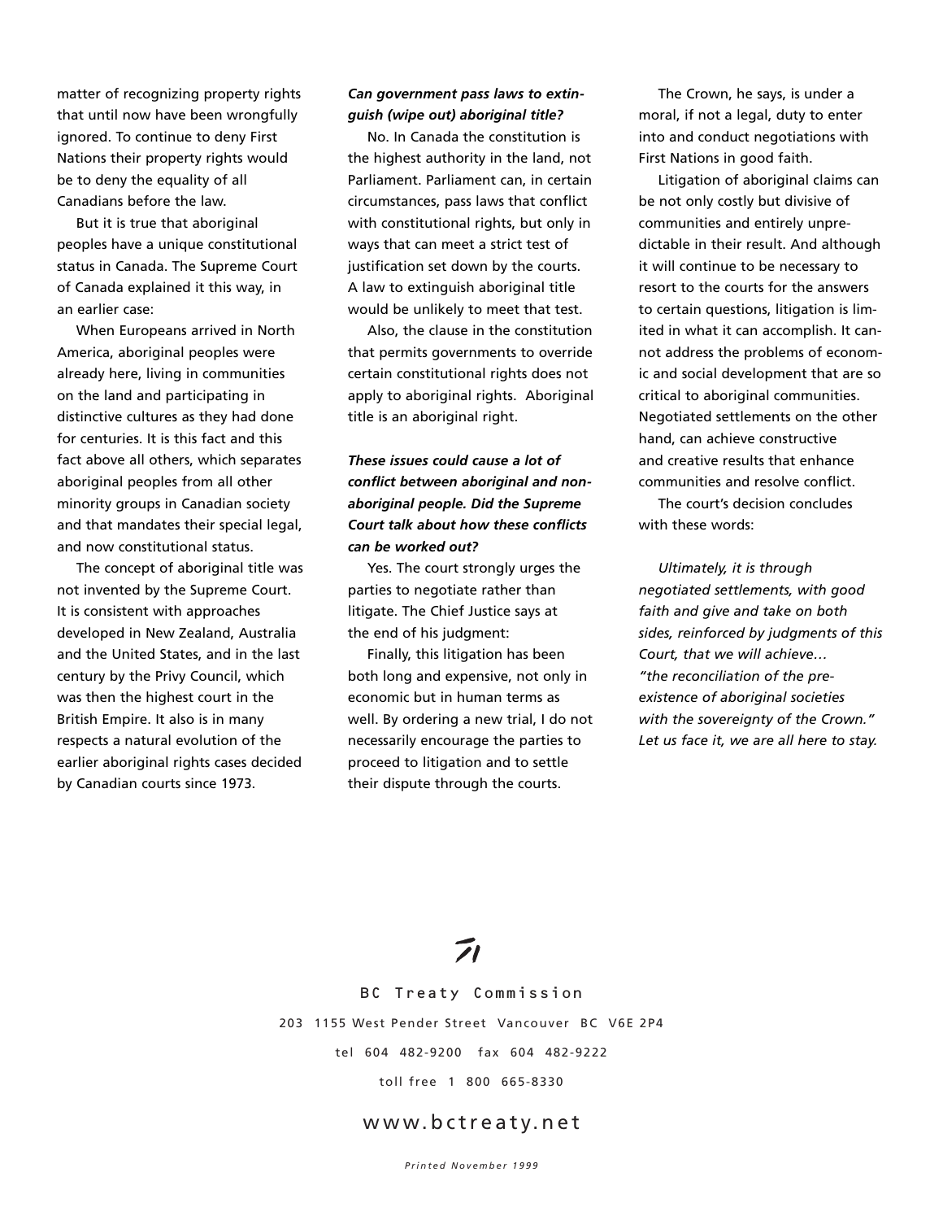matter of recognizing property rights that until now have been wrongfully ignored. To continue to deny First Nations their property rights would be to deny the equality of all Canadians before the law.

But it is true that aboriginal peoples have a unique constitutional status in Canada. The Supreme Court of Canada explained it this way, in an earlier case:

When Europeans arrived in North America, aboriginal peoples were already here, living in communities on the land and participating in distinctive cultures as they had done for centuries. It is this fact and this fact above all others, which separates aboriginal peoples from all other minority groups in Canadian society and that mandates their special legal, and now constitutional status.

The concept of aboriginal title was not invented by the Supreme Court. It is consistent with approaches developed in New Zealand, Australia and the United States, and in the last century by the Privy Council, which was then the highest court in the British Empire. It also is in many respects a natural evolution of the earlier aboriginal rights cases decided by Canadian courts since 1973.

***Can government pass laws to extinguish (wipe out) aboriginal title?***

No. In Canada the constitution is the highest authority in the land, not Parliament. Parliament can, in certain circumstances, pass laws that conflict with constitutional rights, but only in ways that can meet a strict test of justification set down by the courts. A law to extinguish aboriginal title would be unlikely to meet that test.

Also, the clause in the constitution that permits governments to override certain constitutional rights does not apply to aboriginal rights. Aboriginal title is an aboriginal right.

***These issues could cause a lot of conflict between aboriginal and non-aboriginal people. Did the Supreme Court talk about how these conflicts can be worked out?***

Yes. The court strongly urges the parties to negotiate rather than litigate. The Chief Justice says at the end of his judgment:

Finally, this litigation has been both long and expensive, not only in economic but in human terms as well. By ordering a new trial, I do not necessarily encourage the parties to proceed to litigation and to settle their dispute through the courts.

The Crown, he says, is under a moral, if not a legal, duty to enter into and conduct negotiations with First Nations in good faith.

Litigation of aboriginal claims can be not only costly but divisive of communities and entirely unpredictable in their result. And although it will continue to be necessary to resort to the courts for the answers to certain questions, litigation is limited in what it can accomplish. It cannot address the problems of economic and social development that are so critical to aboriginal communities. Negotiated settlements on the other hand, can achieve constructive and creative results that enhance communities and resolve conflict.

The court's decision concludes with these words:

*Ultimately, it is through negotiated settlements, with good faith and give and take on both sides, reinforced by judgments of this Court, that we will achieve… "the reconciliation of the pre-existence of aboriginal societies with the sovereignty of the Crown." Let us face it, we are all here to stay.*

BC Treaty Commission

203 1155 West Pender Street Vancouver BC V6E 2P4

tel 604 482-9200 fax 604 482-9222

toll free 1 800 665-8330

www.bctreaty.net

*Printed November 1999*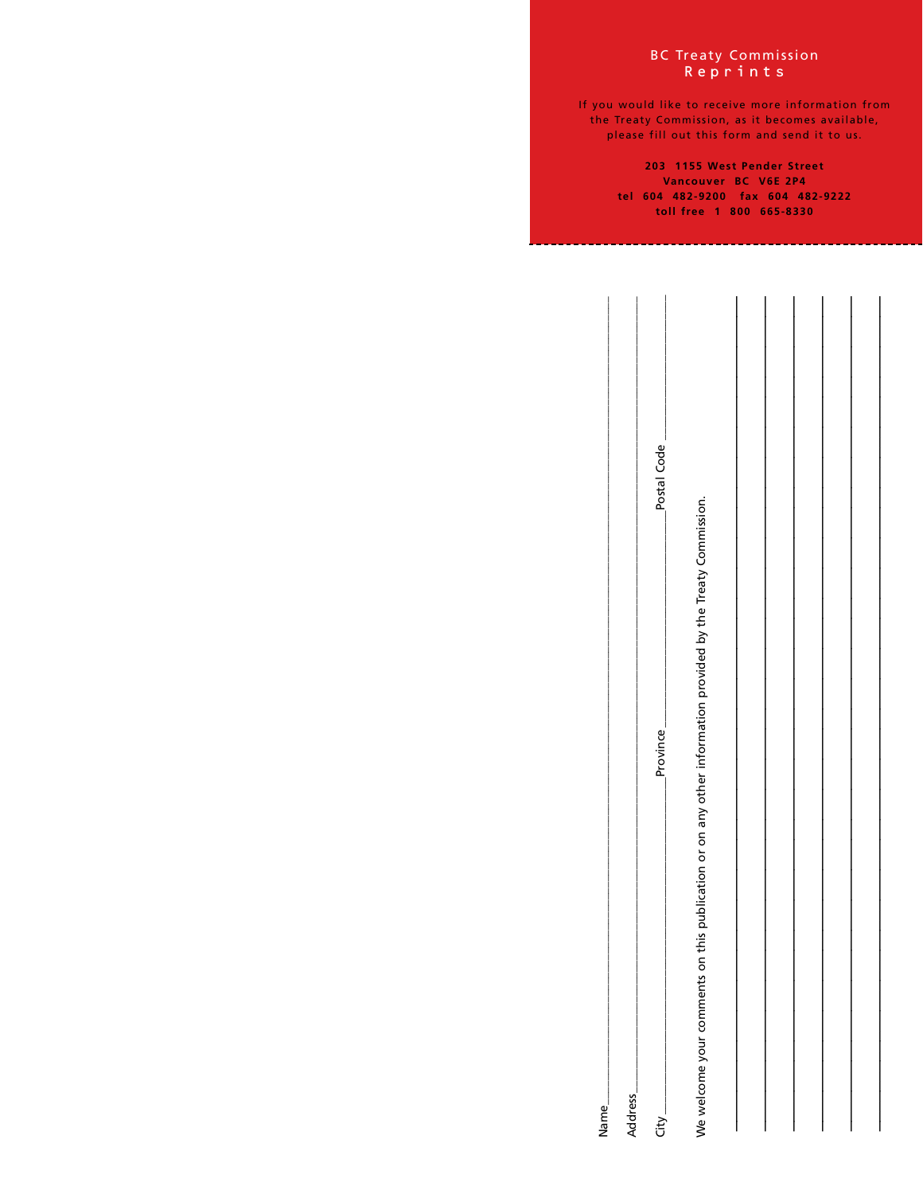# BC Treaty Commission
## Reprints

If you would like to receive more information from the Treaty Commission, as it becomes available, please fill out this form and send it to us.

**203 1155 West Pender Street**
**Vancouver BC V6E 2P4**
**tel 604 482-9200 fax 604 482-9222**
**toll free 1 800 665-8330**

Name ____________________

Address ____________________

City ____________________ Province ____________________ Postal Code ____________________

We welcome your comments on this publication or on any other information provided by the Treaty Commission.

____________________

____________________

____________________

____________________

____________________

____________________